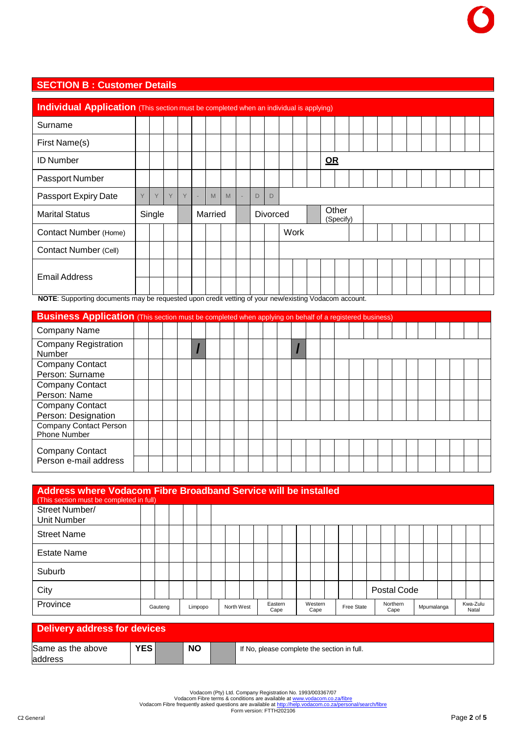## SECTION B : Customer Details

### Individual Application (This section must be completed when an individual is applying)

| Field | | | | | |
|---|---|---|---|---|---|
| Surname | | | | | |
| First Name(s) | | | | | |
| ID Number | | **OR** | | | |
| Passport Number | | | | | |
| Passport Expiry Date | Y Y Y Y - M M - D D | | | | |
| Marital Status | Single | Married | Divorced | Other (Specify) | |
| Contact Number (Home) | | Work | | | |
| Contact Number (Cell) | | | | | |
| Email Address | | | | | |

**NOTE**: Supporting documents may be requested upon credit vetting of your new/existing Vodacom account.

### Business Application (This section must be completed when applying on behalf of a registered business)

| Field | | | |
|---|---|---|---|
| Company Name | | | |
| Company Registration Number | / | / | |
| Company Contact Person: Surname | | | |
| Company Contact Person: Name | | | |
| Company Contact Person: Designation | | | |
| Company Contact Person Phone Number | | | |
| Company Contact Person e-mail address | | | |

### Address where Vodacom Fibre Broadband Service will be installed

(This section must be completed in full)

| Field | | | | | | | | | | |
|---|---|---|---|---|---|---|---|---|---|---|
| Street Number/ Unit Number | | | | | | | | | | |
| Street Name | | | | | | | | | | |
| Estate Name | | | | | | | | | | |
| Suburb | | | | | | | | | | |
| City | | | | | | | Postal Code | | | |
| Province | Gauteng | Limpopo | North West | Eastern Cape | Western Cape | Free State | Northern Cape | Mpumalanga | Kwa-Zulu Natal | |

### Delivery address for devices

| Same as the above address | YES | | NO | | If No, please complete the section in full. |
|---|---|---|---|---|---|

Vodacom (Pty) Ltd. Company Registration No. 1993/003367/07
Vodacom Fibre terms & conditions are available at www.vodacom.co.za/fibre
Vodacom Fibre frequently asked questions are available at http://help.vodacom.co.za/personal/search/fibre
Form version: FTTH202106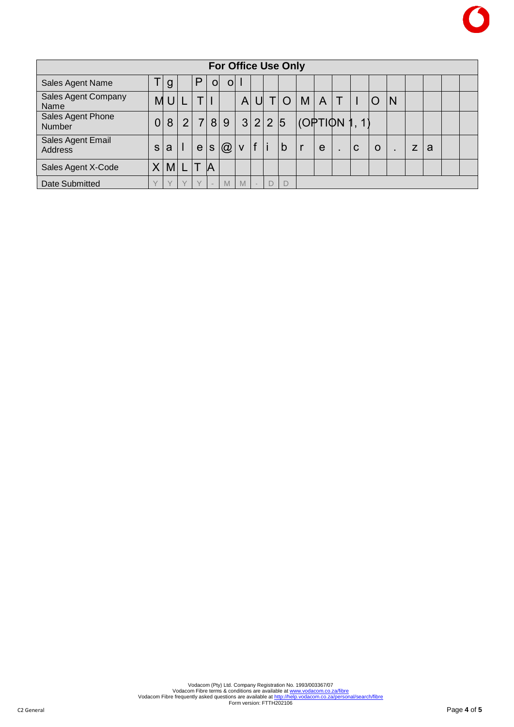| For Office Use Only | |
|---|---|
| Sales Agent Name | Tg Pool |
| Sales Agent Company Name | MULTI AUTOMATION |
| Sales Agent Phone Number | 0827893225 (OPTION 1, 1) |
| Sales Agent Email Address | sales@vfibre.co.za |
| Sales Agent X-Code | XMLTA |
| Date Submitted | YYYY-MM-DD |

Vodacom (Pty) Ltd. Company Registration No. 1993/003367/07
Vodacom Fibre terms & conditions are available at www.vodacom.co.za/fibre
Vodacom Fibre frequently asked questions are available at http://help.vodacom.co.za/personal/search/fibre
Form version: FTTH202106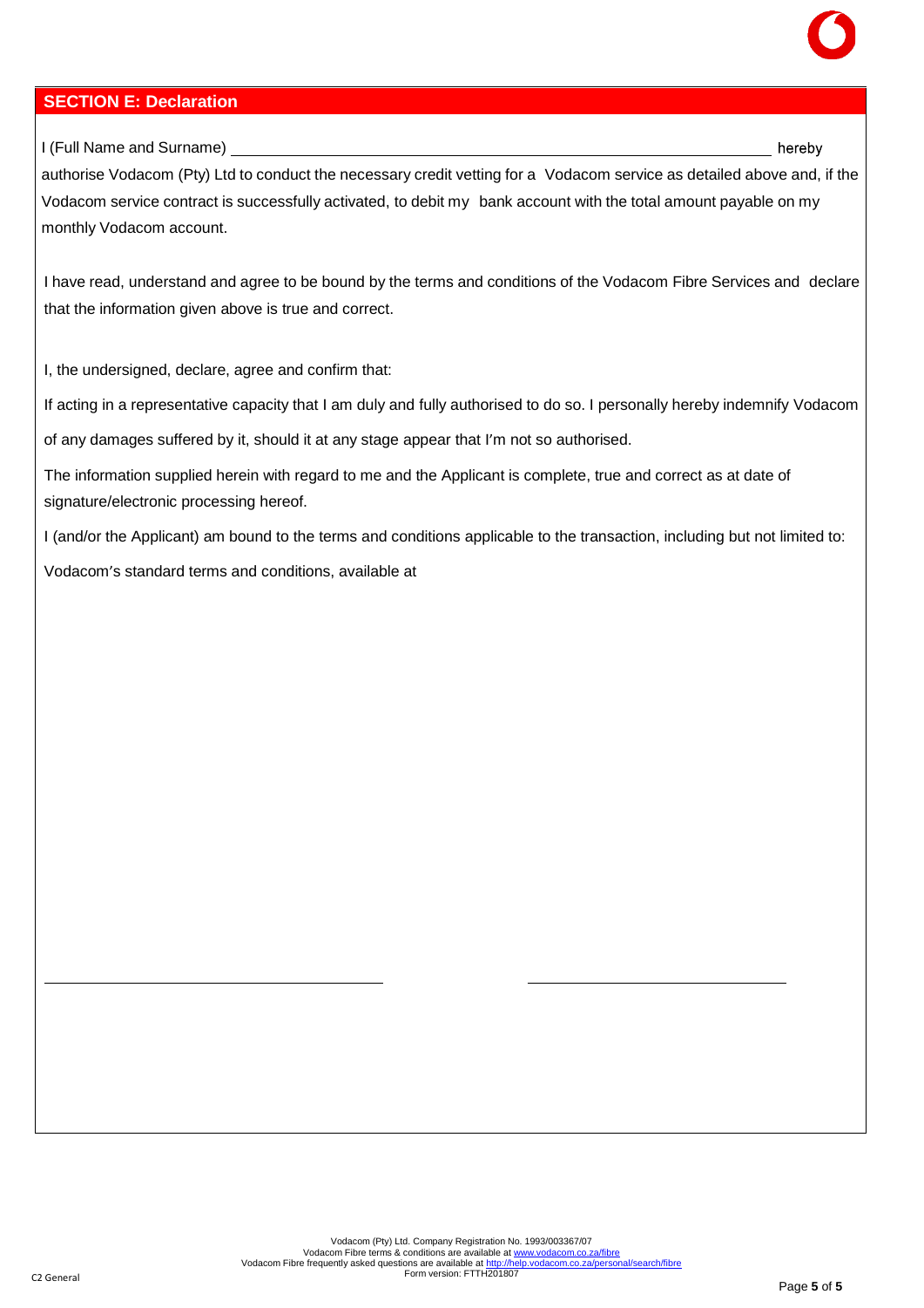## SECTION E: Declaration

I (Full Name and Surname) ____________________________________________ hereby authorise Vodacom (Pty) Ltd to conduct the necessary credit vetting for a Vodacom service as detailed above and, if the Vodacom service contract is successfully activated, to debit my bank account with the total amount payable on my monthly Vodacom account.

I have read, understand and agree to be bound by the terms and conditions of the Vodacom Fibre Services and declare that the information given above is true and correct.

I, the undersigned, declare, agree and confirm that:

If acting in a representative capacity that I am duly and fully authorised to do so. I personally hereby indemnify Vodacom of any damages suffered by it, should it at any stage appear that I'm not so authorised.

The information supplied herein with regard to me and the Applicant is complete, true and correct as at date of signature/electronic processing hereof.

I (and/or the Applicant) am bound to the terms and conditions applicable to the transaction, including but not limited to:

Vodacom's standard terms and conditions, available at

______________________________ ______________________________

Vodacom (Pty) Ltd. Company Registration No. 1993/003367/07
Vodacom Fibre terms & conditions are available at www.vodacom.co.za/fibre
Vodacom Fibre frequently asked questions are available at http://help.vodacom.co.za/personal/search/fibre
Form version: FTTH201807

C2 General